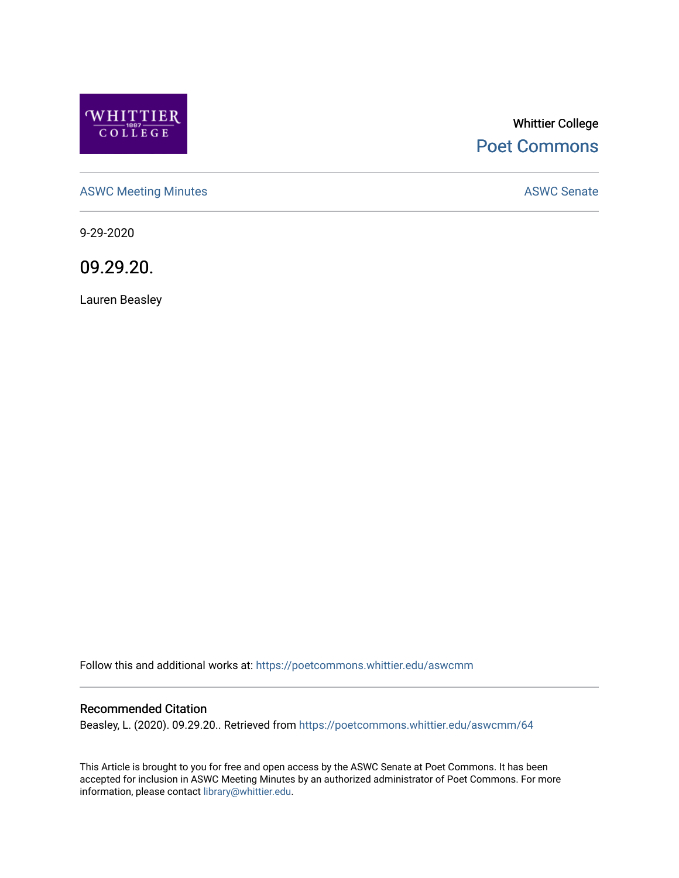Whittier College

Poet Commons

ASWC Meeting Minutes

ASWC Senate

9-29-2020

# 09.29.20.

Lauren Beasley

Follow this and additional works at: https://poetcommons.whittier.edu/aswcmm

## Recommended Citation

Beasley, L. (2020). 09.29.20.. Retrieved from https://poetcommons.whittier.edu/aswcmm/64

This Article is brought to you for free and open access by the ASWC Senate at Poet Commons. It has been accepted for inclusion in ASWC Meeting Minutes by an authorized administrator of Poet Commons. For more information, please contact library@whittier.edu.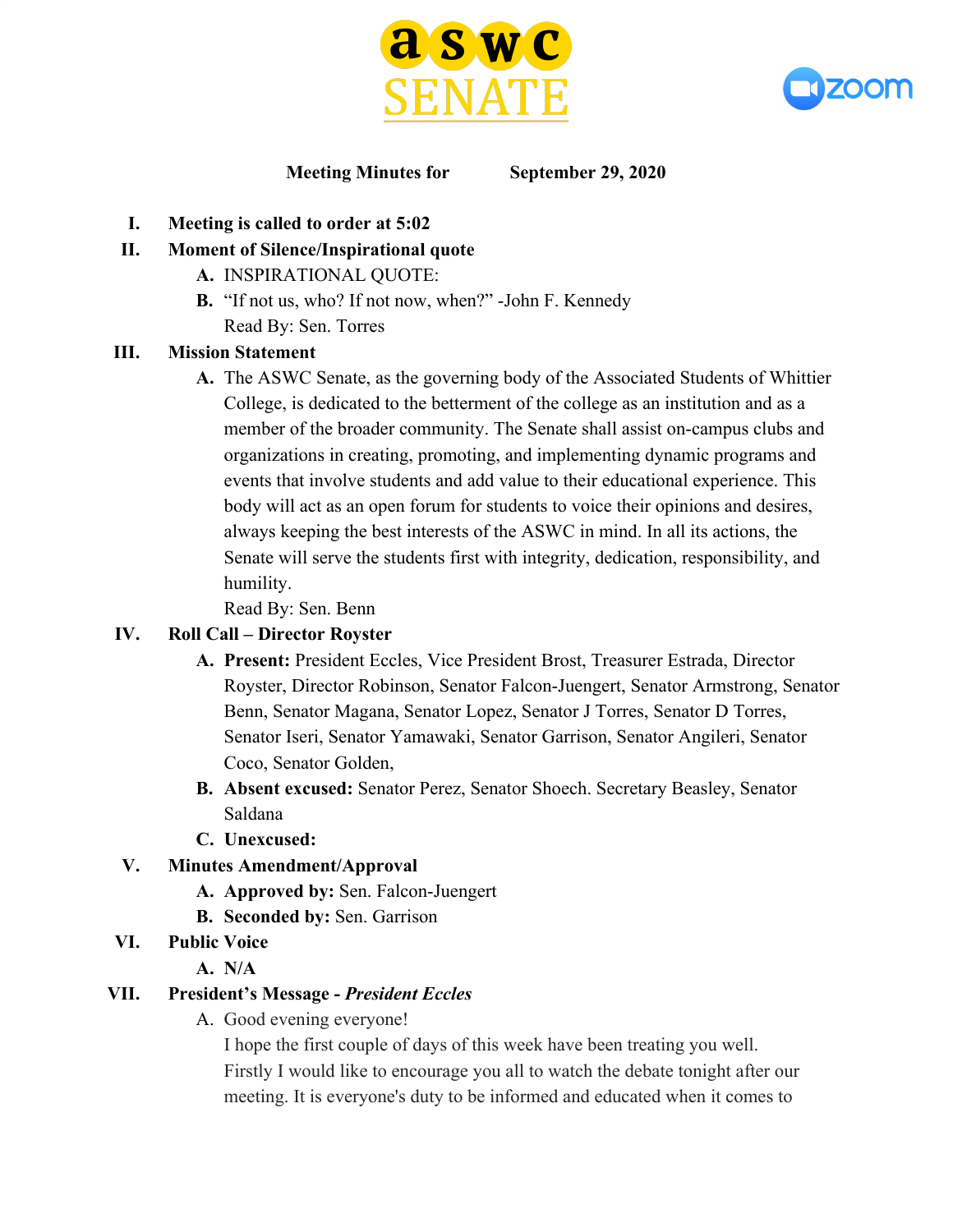**Meeting Minutes for September 29, 2020**

I. **Meeting is called to order at 5:02**

II. **Moment of Silence/Inspirational quote**
   A. INSPIRATIONAL QUOTE:
   B. "If not us, who? If not now, when?" -John F. Kennedy
   Read By: Sen. Torres

III. **Mission Statement**
   A. The ASWC Senate, as the governing body of the Associated Students of Whittier College, is dedicated to the betterment of the college as an institution and as a member of the broader community. The Senate shall assist on-campus clubs and organizations in creating, promoting, and implementing dynamic programs and events that involve students and add value to their educational experience. This body will act as an open forum for students to voice their opinions and desires, always keeping the best interests of the ASWC in mind. In all its actions, the Senate will serve the students first with integrity, dedication, responsibility, and humility.
   Read By: Sen. Benn

IV. **Roll Call – Director Royster**
   A. **Present:** President Eccles, Vice President Brost, Treasurer Estrada, Director Royster, Director Robinson, Senator Falcon-Juengert, Senator Armstrong, Senator Benn, Senator Magana, Senator Lopez, Senator J Torres, Senator D Torres, Senator Iseri, Senator Yamawaki, Senator Garrison, Senator Angileri, Senator Coco, Senator Golden,
   B. **Absent excused:** Senator Perez, Senator Shoech. Secretary Beasley, Senator Saldana
   C. **Unexcused:**

V. **Minutes Amendment/Approval**
   A. **Approved by:** Sen. Falcon-Juengert
   B. **Seconded by:** Sen. Garrison

VI. **Public Voice**
   A. N/A

VII. **President's Message -** ***President Eccles***
   A. Good evening everyone!
   I hope the first couple of days of this week have been treating you well.
   Firstly I would like to encourage you all to watch the debate tonight after our meeting. It is everyone's duty to be informed and educated when it comes to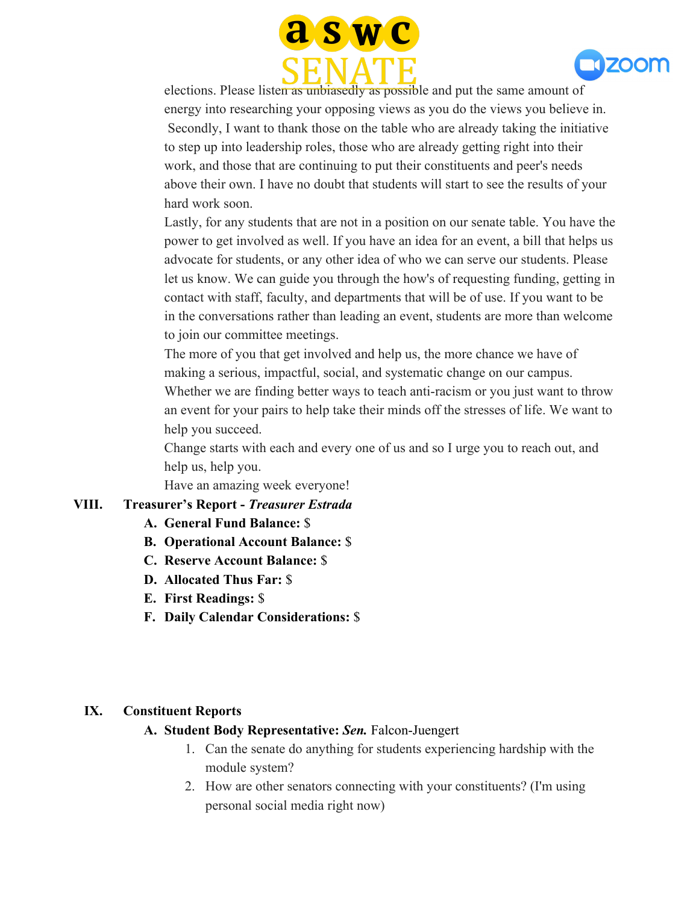elections. Please listen as unbiasedly as possible and put the same amount of energy into researching your opposing views as you do the views you believe in.

Secondly, I want to thank those on the table who are already taking the initiative to step up into leadership roles, those who are already getting right into their work, and those that are continuing to put their constituents and peer's needs above their own. I have no doubt that students will start to see the results of your hard work soon.

Lastly, for any students that are not in a position on our senate table. You have the power to get involved as well. If you have an idea for an event, a bill that helps us advocate for students, or any other idea of who we can serve our students. Please let us know. We can guide you through the how's of requesting funding, getting in contact with staff, faculty, and departments that will be of use. If you want to be in the conversations rather than leading an event, students are more than welcome to join our committee meetings.

The more of you that get involved and help us, the more chance we have of making a serious, impactful, social, and systematic change on our campus. Whether we are finding better ways to teach anti-racism or you just want to throw an event for your pairs to help take their minds off the stresses of life. We want to help you succeed.

Change starts with each and every one of us and so I urge you to reach out, and help us, help you.

Have an amazing week everyone!

## VIII. Treasurer's Report - *Treasurer Estrada*

A. **General Fund Balance:** $
B. **Operational Account Balance:** $
C. **Reserve Account Balance:** $
D. **Allocated Thus Far:** $
E. **First Readings:** $
F. **Daily Calendar Considerations:** $

## IX. Constituent Reports

A. **Student Body Representative:** ***Sen.*** Falcon-Juengert
   1. Can the senate do anything for students experiencing hardship with the module system?
   2. How are other senators connecting with your constituents? (I'm using personal social media right now)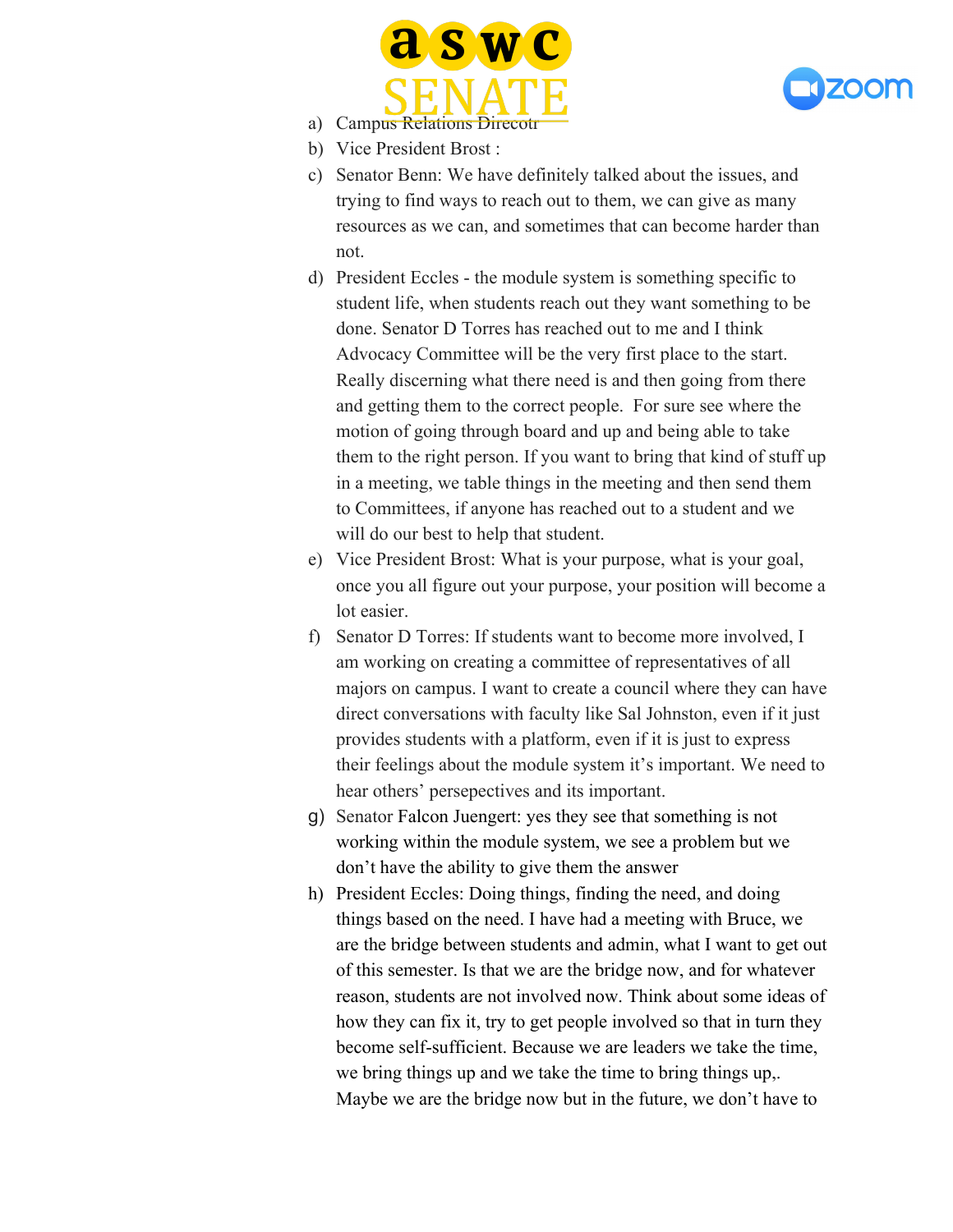a) Campus Relations Direcotr
b) Vice President Brost :
c) Senator Benn: We have definitely talked about the issues, and trying to find ways to reach out to them, we can give as many resources as we can, and sometimes that can become harder than not.
d) President Eccles - the module system is something specific to student life, when students reach out they want something to be done. Senator D Torres has reached out to me and I think Advocacy Committee will be the very first place to the start. Really discerning what there need is and then going from there and getting them to the correct people. For sure see where the motion of going through board and up and being able to take them to the right person. If you want to bring that kind of stuff up in a meeting, we table things in the meeting and then send them to Committees, if anyone has reached out to a student and we will do our best to help that student.
e) Vice President Brost: What is your purpose, what is your goal, once you all figure out your purpose, your position will become a lot easier.
f) Senator D Torres: If students want to become more involved, I am working on creating a committee of representatives of all majors on campus. I want to create a council where they can have direct conversations with faculty like Sal Johnston, even if it just provides students with a platform, even if it is just to express their feelings about the module system it's important. We need to hear others' persepectives and its important.
g) Senator Falcon Juengert: yes they see that something is not working within the module system, we see a problem but we don't have the ability to give them the answer
h) President Eccles: Doing things, finding the need, and doing things based on the need. I have had a meeting with Bruce, we are the bridge between students and admin, what I want to get out of this semester. Is that we are the bridge now, and for whatever reason, students are not involved now. Think about some ideas of how they can fix it, try to get people involved so that in turn they become self-sufficient. Because we are leaders we take the time, we bring things up and we take the time to bring things up,. Maybe we are the bridge now but in the future, we don't have to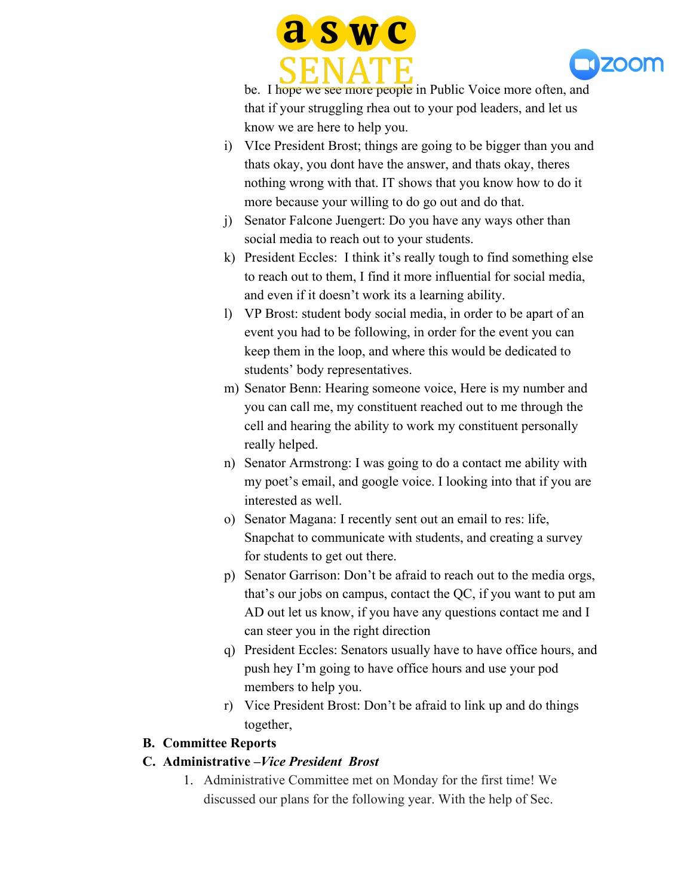be. I hope we see more people in Public Voice more often, and that if your struggling rhea out to your pod leaders, and let us know we are here to help you.

i) VIce President Brost; things are going to be bigger than you and thats okay, you dont have the answer, and thats okay, theres nothing wrong with that. IT shows that you know how to do it more because your willing to do go out and do that.

j) Senator Falcone Juengert: Do you have any ways other than social media to reach out to your students.

k) President Eccles: I think it's really tough to find something else to reach out to them, I find it more influential for social media, and even if it doesn't work its a learning ability.

l) VP Brost: student body social media, in order to be apart of an event you had to be following, in order for the event you can keep them in the loop, and where this would be dedicated to students' body representatives.

m) Senator Benn: Hearing someone voice, Here is my number and you can call me, my constituent reached out to me through the cell and hearing the ability to work my constituent personally really helped.

n) Senator Armstrong: I was going to do a contact me ability with my poet's email, and google voice. I looking into that if you are interested as well.

o) Senator Magana: I recently sent out an email to res: life, Snapchat to communicate with students, and creating a survey for students to get out there.

p) Senator Garrison: Don't be afraid to reach out to the media orgs, that's our jobs on campus, contact the QC, if you want to put am AD out let us know, if you have any questions contact me and I can steer you in the right direction

q) President Eccles: Senators usually have to have office hours, and push hey I'm going to have office hours and use your pod members to help you.

r) Vice President Brost: Don't be afraid to link up and do things together,

**B. Committee Reports**

**C. Administrative –*Vice President Brost***

1. Administrative Committee met on Monday for the first time! We discussed our plans for the following year. With the help of Sec.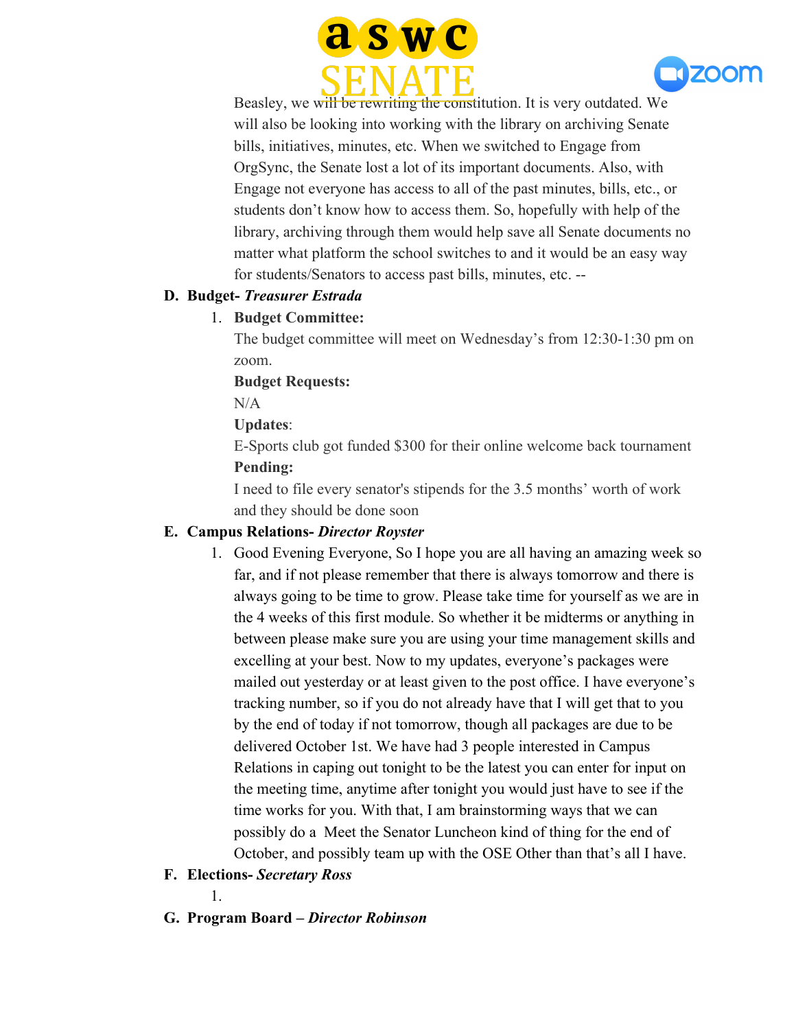Beasley, we will be rewriting the constitution. It is very outdated. We will also be looking into working with the library on archiving Senate bills, initiatives, minutes, etc. When we switched to Engage from OrgSync, the Senate lost a lot of its important documents. Also, with Engage not everyone has access to all of the past minutes, bills, etc., or students don't know how to access them. So, hopefully with help of the library, archiving through them would help save all Senate documents no matter what platform the school switches to and it would be an easy way for students/Senators to access past bills, minutes, etc. --

**D. Budget-** ***Treasurer Estrada***

1. **Budget Committee:**

   The budget committee will meet on Wednesday's from 12:30-1:30 pm on zoom.

   **Budget Requests:**

   N/A

   **Updates**:

   E-Sports club got funded $300 for their online welcome back tournament

   **Pending:**

   I need to file every senator's stipends for the 3.5 months' worth of work and they should be done soon

**E. Campus Relations-** ***Director Royster***

1. Good Evening Everyone, So I hope you are all having an amazing week so far, and if not please remember that there is always tomorrow and there is always going to be time to grow. Please take time for yourself as we are in the 4 weeks of this first module. So whether it be midterms or anything in between please make sure you are using your time management skills and excelling at your best. Now to my updates, everyone's packages were mailed out yesterday or at least given to the post office. I have everyone's tracking number, so if you do not already have that I will get that to you by the end of today if not tomorrow, though all packages are due to be delivered October 1st. We have had 3 people interested in Campus Relations in caping out tonight to be the latest you can enter for input on the meeting time, anytime after tonight you would just have to see if the time works for you. With that, I am brainstorming ways that we can possibly do a Meet the Senator Luncheon kind of thing for the end of October, and possibly team up with the OSE Other than that's all I have.

**F. Elections-** ***Secretary Ross***

1.

**G. Program Board –** ***Director Robinson***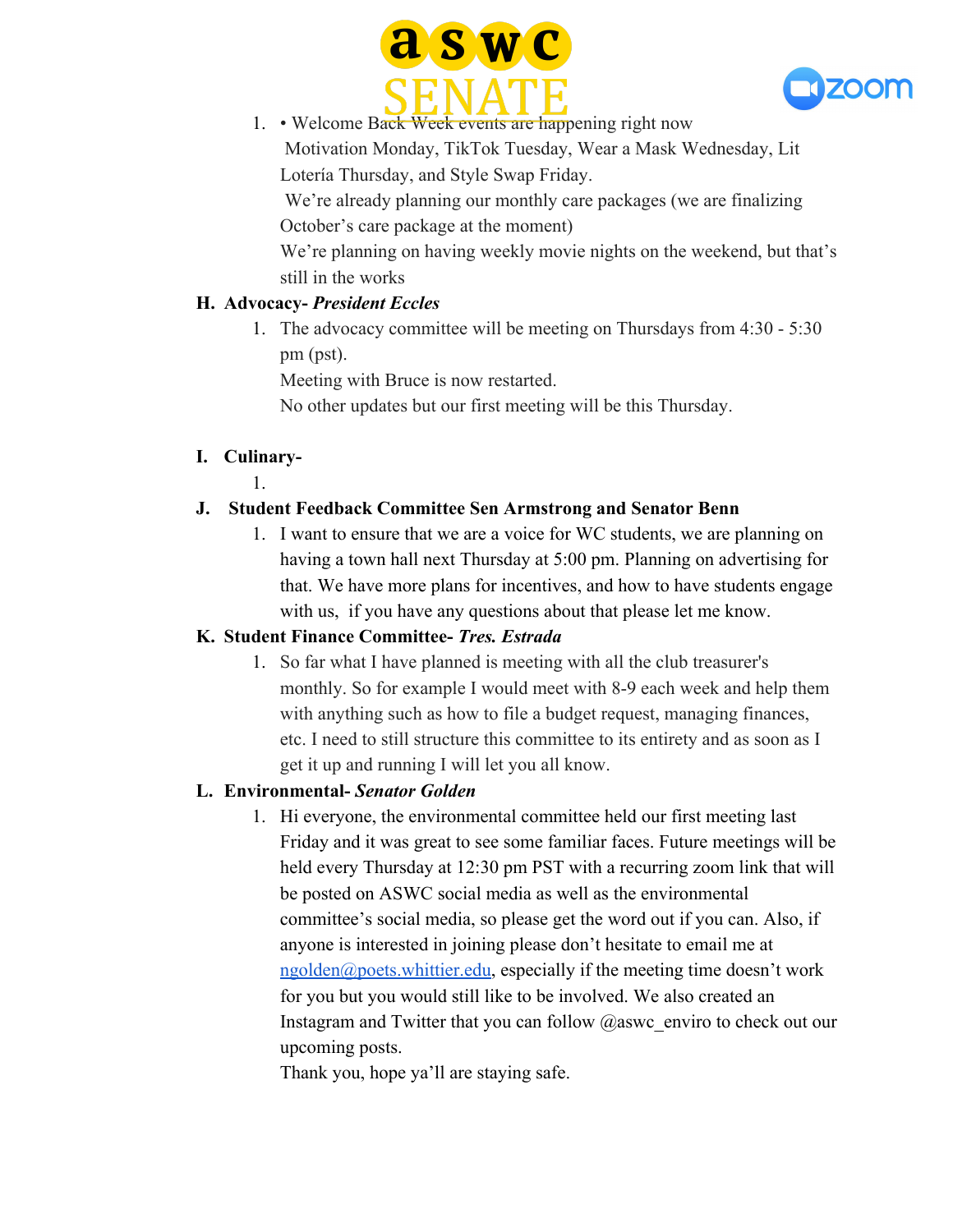1. • Welcome Back Week events are happening right now
   Motivation Monday, TikTok Tuesday, Wear a Mask Wednesday, Lit Lotería Thursday, and Style Swap Friday.
   We're already planning our monthly care packages (we are finalizing October's care package at the moment)
   We're planning on having weekly movie nights on the weekend, but that's still in the works

**H. Advocacy- *President Eccles***

1. The advocacy committee will be meeting on Thursdays from 4:30 - 5:30 pm (pst).
   Meeting with Bruce is now restarted.
   No other updates but our first meeting will be this Thursday.

**I. Culinary-**

1.

**J. Student Feedback Committee Sen Armstrong and Senator Benn**

1. I want to ensure that we are a voice for WC students, we are planning on having a town hall next Thursday at 5:00 pm. Planning on advertising for that. We have more plans for incentives, and how to have students engage with us, if you have any questions about that please let me know.

**K. Student Finance Committee- *Tres. Estrada***

1. So far what I have planned is meeting with all the club treasurer's monthly. So for example I would meet with 8-9 each week and help them with anything such as how to file a budget request, managing finances, etc. I need to still structure this committee to its entirety and as soon as I get it up and running I will let you all know.

**L. Environmental- *Senator Golden***

1. Hi everyone, the environmental committee held our first meeting last Friday and it was great to see some familiar faces. Future meetings will be held every Thursday at 12:30 pm PST with a recurring zoom link that will be posted on ASWC social media as well as the environmental committee's social media, so please get the word out if you can. Also, if anyone is interested in joining please don't hesitate to email me at [ngolden@poets.whittier.edu](mailto:ngolden@poets.whittier.edu), especially if the meeting time doesn't work for you but you would still like to be involved. We also created an Instagram and Twitter that you can follow @aswc_enviro to check out our upcoming posts.
   Thank you, hope ya'll are staying safe.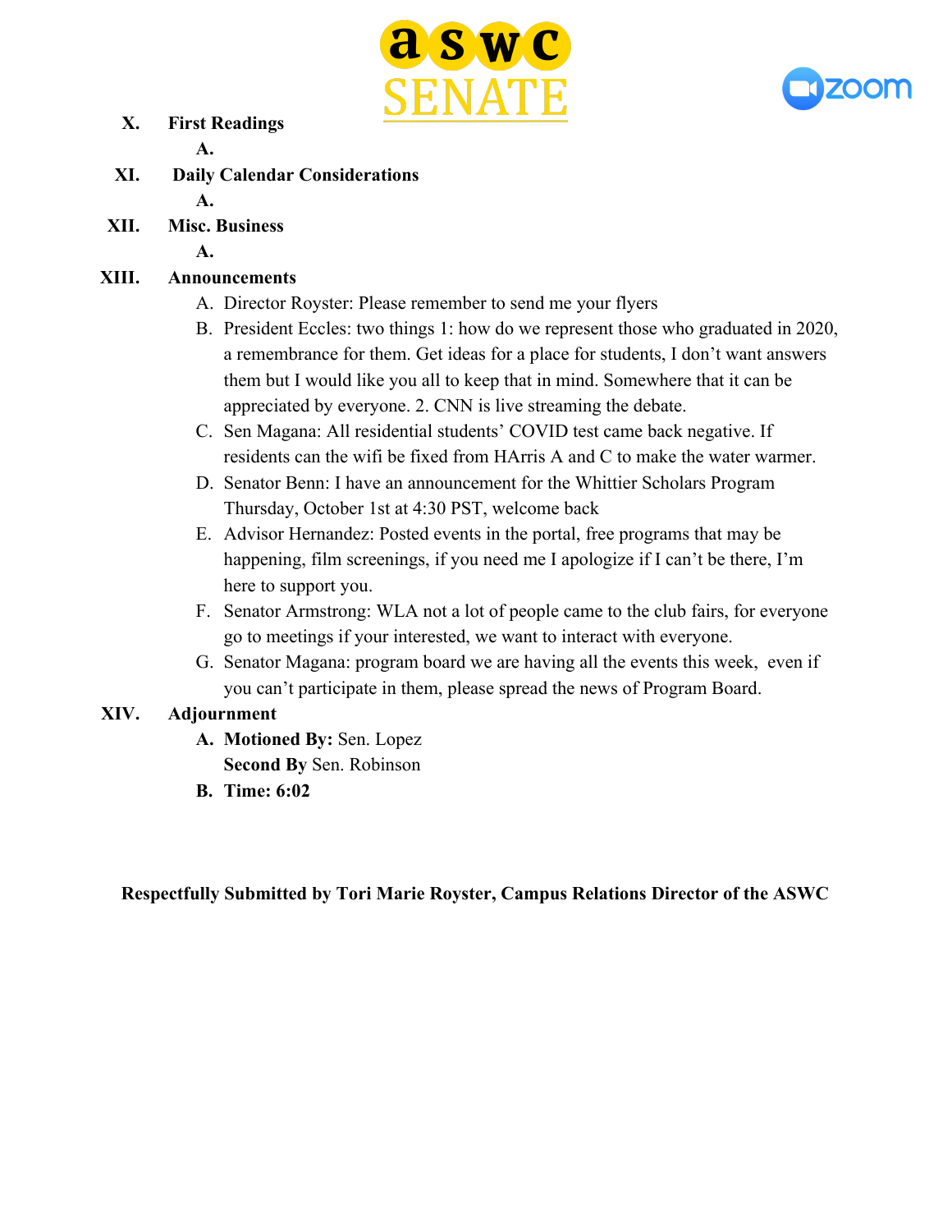X. **First Readings**

   A.

XI. **Daily Calendar Considerations**

   A.

XII. **Misc. Business**

   A.

XIII. **Announcements**

   A. Director Royster: Please remember to send me your flyers
   B. President Eccles: two things 1: how do we represent those who graduated in 2020, a remembrance for them. Get ideas for a place for students, I don't want answers them but I would like you all to keep that in mind. Somewhere that it can be appreciated by everyone. 2. CNN is live streaming the debate.
   C. Sen Magana: All residential students' COVID test came back negative. If residents can the wifi be fixed from HArris A and C to make the water warmer.
   D. Senator Benn: I have an announcement for the Whittier Scholars Program Thursday, October 1st at 4:30 PST, welcome back
   E. Advisor Hernandez: Posted events in the portal, free programs that may be happening, film screenings, if you need me I apologize if I can't be there, I'm here to support you.
   F. Senator Armstrong: WLA not a lot of people came to the club fairs, for everyone go to meetings if your interested, we want to interact with everyone.
   G. Senator Magana: program board we are having all the events this week, even if you can't participate in them, please spread the news of Program Board.

XIV. **Adjournment**

   A. **Motioned By:** Sen. Lopez
      **Second By** Sen. Robinson
   B. **Time: 6:02**

**Respectfully Submitted by Tori Marie Royster, Campus Relations Director of the ASWC**